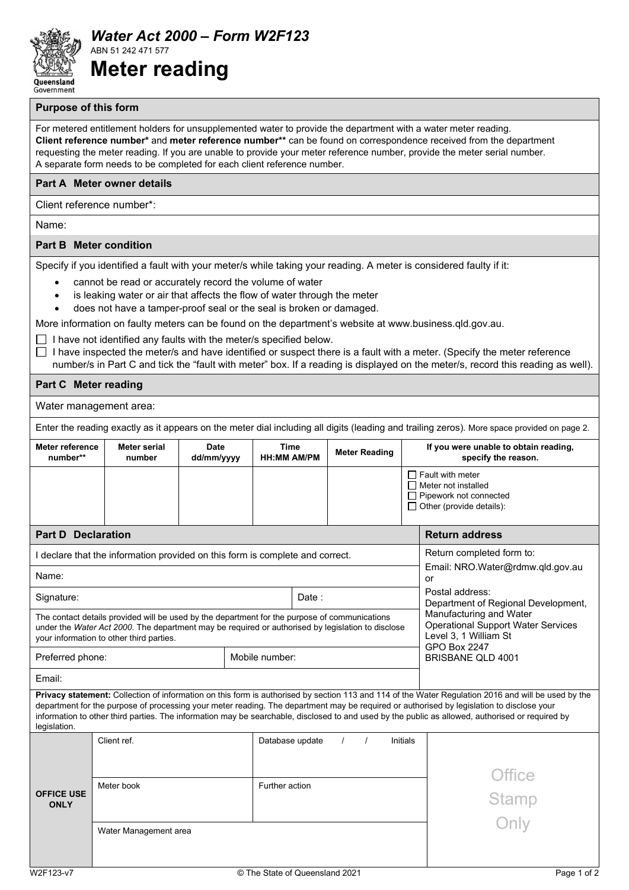# *Water Act 2000 – Form W2F123*

ABN 51 242 471 577

# Meter reading

## Purpose of this form

For metered entitlement holders for unsupplemented water to provide the department with a water meter reading.
**Client reference number*** and **meter reference number**** can be found on correspondence received from the department requesting the meter reading. If you are unable to provide your meter reference number, provide the meter serial number.
A separate form needs to be completed for each client reference number.

## Part A Meter owner details

Client reference number*:

Name:

## Part B Meter condition

Specify if you identified a fault with your meter/s while taking your reading. A meter is considered faulty if it:

- cannot be read or accurately record the volume of water
- is leaking water or air that affects the flow of water through the meter
- does not have a tamper-proof seal or the seal is broken or damaged.

More information on faulty meters can be found on the department's website at www.business.qld.gov.au.

☐ I have not identified any faults with the meter/s specified below.
☐ I have inspected the meter/s and have identified or suspect there is a fault with a meter. (Specify the meter reference number/s in Part C and tick the "fault with meter" box. If a reading is displayed on the meter/s, record this reading as well).

## Part C Meter reading

Water management area:

Enter the reading exactly as it appears on the meter dial including all digits (leading and trailing zeros). More space provided on page 2.

| Meter reference number** | Meter serial number | Date dd/mm/yyyy | Time HH:MM AM/PM | Meter Reading | If you were unable to obtain reading, specify the reason. |
|---|---|---|---|---|---|
| | | | | | ☐ Fault with meter<br>☐ Meter not installed<br>☐ Pipework not connected<br>☐ Other (provide details): |

## Part D Declaration

I declare that the information provided on this form is complete and correct.

Name:

Signature: Date :

The contact details provided will be used by the department for the purpose of communications under the *Water Act 2000*. The department may be required or authorised by legislation to disclose your information to other third parties.

Preferred phone: Mobile number:

Email:

## Return address

Return completed form to:

Email: NRO.Water@rdmw.qld.gov.au
or

Postal address:
Department of Regional Development, Manufacturing and Water
Operational Support Water Services
Level 3, 1 William St
GPO Box 2247
BRISBANE QLD 4001

**Privacy statement:** Collection of information on this form is authorised by section 113 and 114 of the Water Regulation 2016 and will be used by the department for the purpose of processing your meter reading. The department may be required or authorised by legislation to disclose your information to other third parties. The information may be searchable, disclosed to and used by the public as allowed, authorised or required by legislation.

| OFFICE USE ONLY | | | |
|---|---|---|---|
| | Client ref. | Database update / / Initials | Office Stamp Only |
| | Meter book | Further action | |
| | Water Management area | | |

W2F123-v7 © The State of Queensland 2021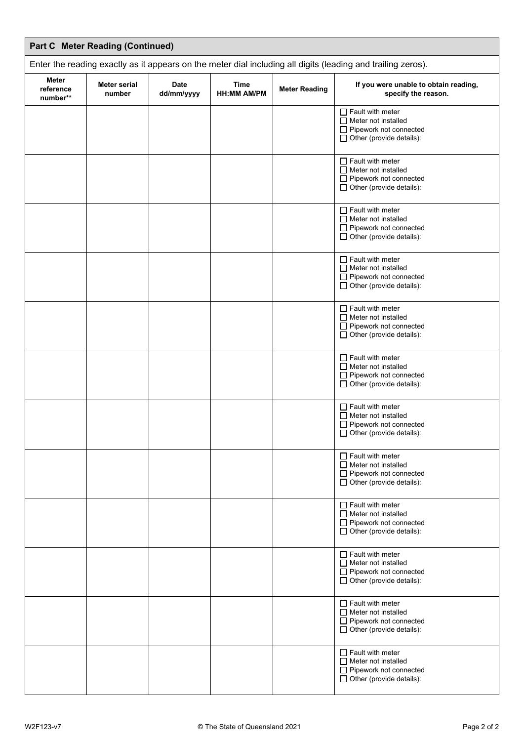## Part C Meter Reading (Continued)

Enter the reading exactly as it appears on the meter dial including all digits (leading and trailing zeros).

| Meter reference number** | Meter serial number | Date dd/mm/yyyy | Time HH:MM AM/PM | Meter Reading | If you were unable to obtain reading, specify the reason. |
|---|---|---|---|---|---|
| | | | | | ☐ Fault with meter<br>☐ Meter not installed<br>☐ Pipework not connected<br>☐ Other (provide details): |
| | | | | | ☐ Fault with meter<br>☐ Meter not installed<br>☐ Pipework not connected<br>☐ Other (provide details): |
| | | | | | ☐ Fault with meter<br>☐ Meter not installed<br>☐ Pipework not connected<br>☐ Other (provide details): |
| | | | | | ☐ Fault with meter<br>☐ Meter not installed<br>☐ Pipework not connected<br>☐ Other (provide details): |
| | | | | | ☐ Fault with meter<br>☐ Meter not installed<br>☐ Pipework not connected<br>☐ Other (provide details): |
| | | | | | ☐ Fault with meter<br>☐ Meter not installed<br>☐ Pipework not connected<br>☐ Other (provide details): |
| | | | | | ☐ Fault with meter<br>☐ Meter not installed<br>☐ Pipework not connected<br>☐ Other (provide details): |
| | | | | | ☐ Fault with meter<br>☐ Meter not installed<br>☐ Pipework not connected<br>☐ Other (provide details): |
| | | | | | ☐ Fault with meter<br>☐ Meter not installed<br>☐ Pipework not connected<br>☐ Other (provide details): |
| | | | | | ☐ Fault with meter<br>☐ Meter not installed<br>☐ Pipework not connected<br>☐ Other (provide details): |
| | | | | | ☐ Fault with meter<br>☐ Meter not installed<br>☐ Pipework not connected<br>☐ Other (provide details): |
| | | | | | ☐ Fault with meter<br>☐ Meter not installed<br>☐ Pipework not connected<br>☐ Other (provide details): |

W2F123-v7 © The State of Queensland 2021